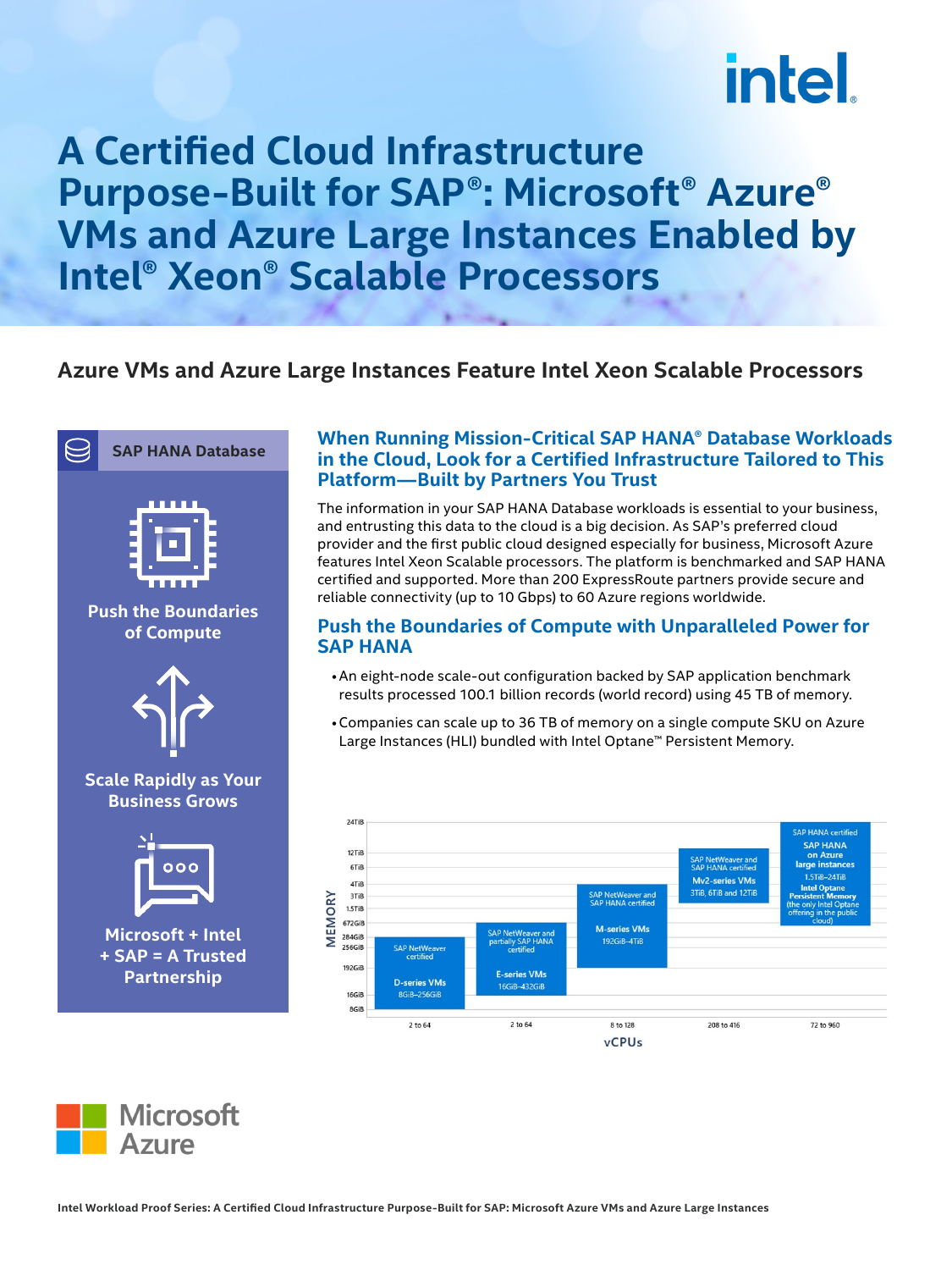# A Certified Cloud Infrastructure Purpose-Built for SAP®: Microsoft® Azure® VMs and Azure Large Instances Enabled by Intel® Xeon® Scalable Processors

## Azure VMs and Azure Large Instances Feature Intel Xeon Scalable Processors

**SAP HANA Database**

**Push the Boundaries of Compute**

**Scale Rapidly as Your Business Grows**

**Microsoft + Intel + SAP = A Trusted Partnership**

### When Running Mission-Critical SAP HANA® Database Workloads in the Cloud, Look for a Certified Infrastructure Tailored to This Platform—Built by Partners You Trust

The information in your SAP HANA Database workloads is essential to your business, and entrusting this data to the cloud is a big decision. As SAP's preferred cloud provider and the first public cloud designed especially for business, Microsoft Azure features Intel Xeon Scalable processors. The platform is benchmarked and SAP HANA certified and supported. More than 200 ExpressRoute partners provide secure and reliable connectivity (up to 10 Gbps) to 60 Azure regions worldwide.

### Push the Boundaries of Compute with Unparalleled Power for SAP HANA

- An eight-node scale-out configuration backed by SAP application benchmark results processed 100.1 billion records (world record) using 45 TB of memory.
- Companies can scale up to 36 TB of memory on a single compute SKU on Azure Large Instances (HLI) bundled with Intel Optane™ Persistent Memory.

| vCPUs | VM type | Memory | Certification |
|---|---|---|---|
| 2 to 64 | D-series VMs | 8GiB–256GiB | SAP NetWeaver certified |
| 2 to 64 | E-series VMs | 16GiB–432GiB | SAP NetWeaver and partially SAP HANA certified |
| 8 to 128 | M-series VMs | 192GiB–4TiB | SAP NetWeaver and SAP HANA certified |
| 208 to 416 | Mv2-series VMs | 3TiB, 6TiB and 12TiB | SAP NetWeaver and SAP HANA certified |
| 72 to 960 | SAP HANA on Azure large instances | 1.5TiB–24TiB | SAP HANA certified; Intel Optane Persistent Memory (the only Intel Optane offering in the public cloud) |

Chart axes: MEMORY (8GiB, 16GiB, 192GiB, 256GiB, 284GiB, 672GiB, 1.5TiB, 3TiB, 4TiB, 6TiB, 12TiB, 24TiB); vCPUs.

Microsoft Azure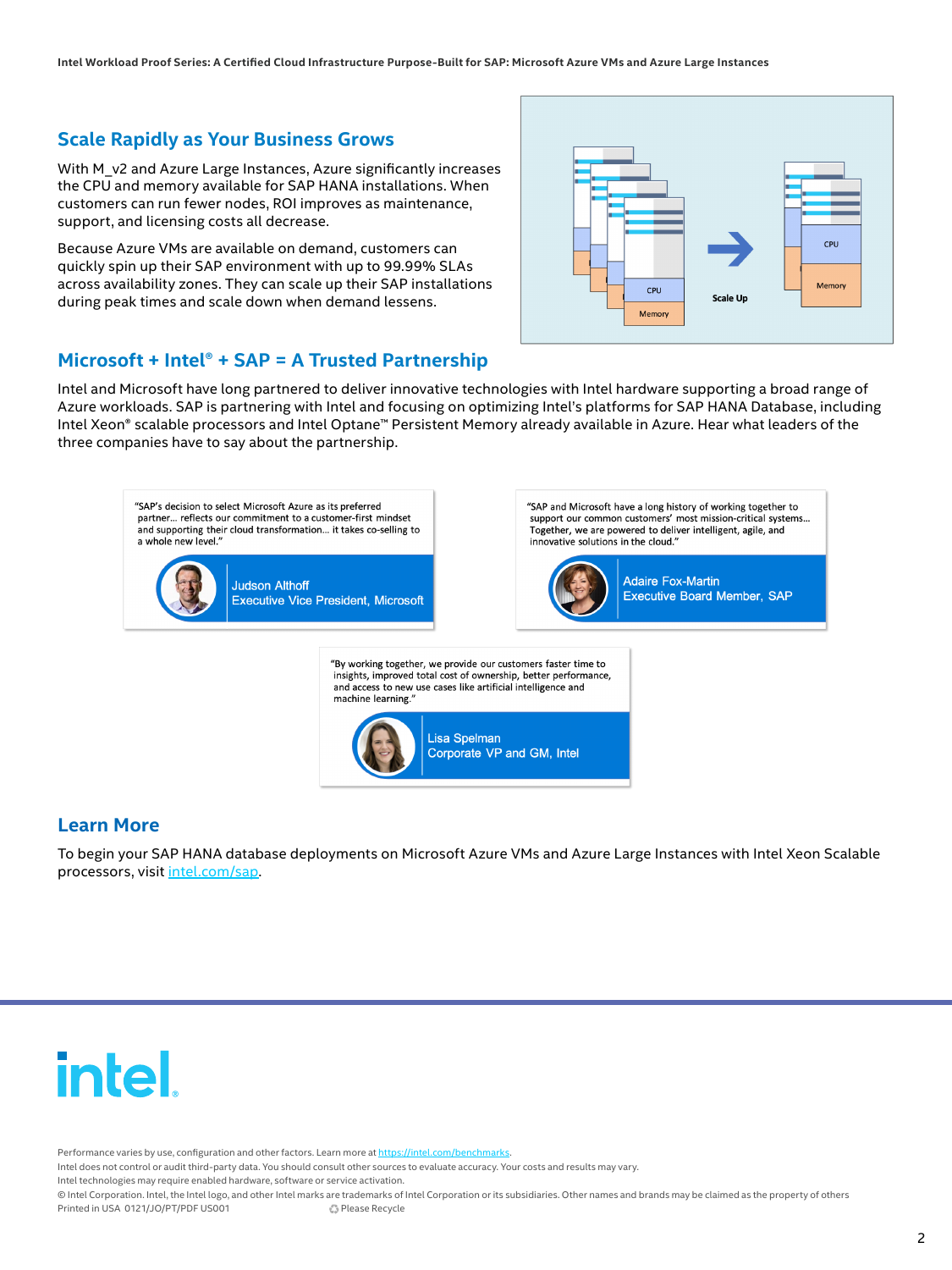## Scale Rapidly as Your Business Grows

With M_v2 and Azure Large Instances, Azure significantly increases the CPU and memory available for SAP HANA installations. When customers can run fewer nodes, ROI improves as maintenance, support, and licensing costs all decrease.

Because Azure VMs are available on demand, customers can quickly spin up their SAP environment with up to 99.99% SLAs across availability zones. They can scale up their SAP installations during peak times and scale down when demand lessens.

CPU
Memory
Scale Up
CPU
Memory

## Microsoft + Intel® + SAP = A Trusted Partnership

Intel and Microsoft have long partnered to deliver innovative technologies with Intel hardware supporting a broad range of Azure workloads. SAP is partnering with Intel and focusing on optimizing Intel's platforms for SAP HANA Database, including Intel Xeon® scalable processors and Intel Optane™ Persistent Memory already available in Azure. Hear what leaders of the three companies have to say about the partnership.

"SAP's decision to select Microsoft Azure as its preferred partner… reflects our commitment to a customer-first mindset and supporting their cloud transformation… it takes co-selling to a whole new level."

Judson Althoff
Executive Vice President, Microsoft

"SAP and Microsoft have a long history of working together to support our common customers' most mission-critical systems… Together, we are powered to deliver intelligent, agile, and innovative solutions in the cloud."

Adaire Fox-Martin
Executive Board Member, SAP

"By working together, we provide our customers faster time to insights, improved total cost of ownership, better performance, and access to new use cases like artificial intelligence and machine learning."

Lisa Spelman
Corporate VP and GM, Intel

## Learn More

To begin your SAP HANA database deployments on Microsoft Azure VMs and Azure Large Instances with Intel Xeon Scalable processors, visit intel.com/sap.

intel.

Performance varies by use, configuration and other factors. Learn more at https://intel.com/benchmarks.
Intel does not control or audit third-party data. You should consult other sources to evaluate accuracy. Your costs and results may vary.
Intel technologies may require enabled hardware, software or service activation.
© Intel Corporation. Intel, the Intel logo, and other Intel marks are trademarks of Intel Corporation or its subsidiaries. Other names and brands may be claimed as the property of others
Printed in USA 0121/JO/PT/PDF US001 Please Recycle